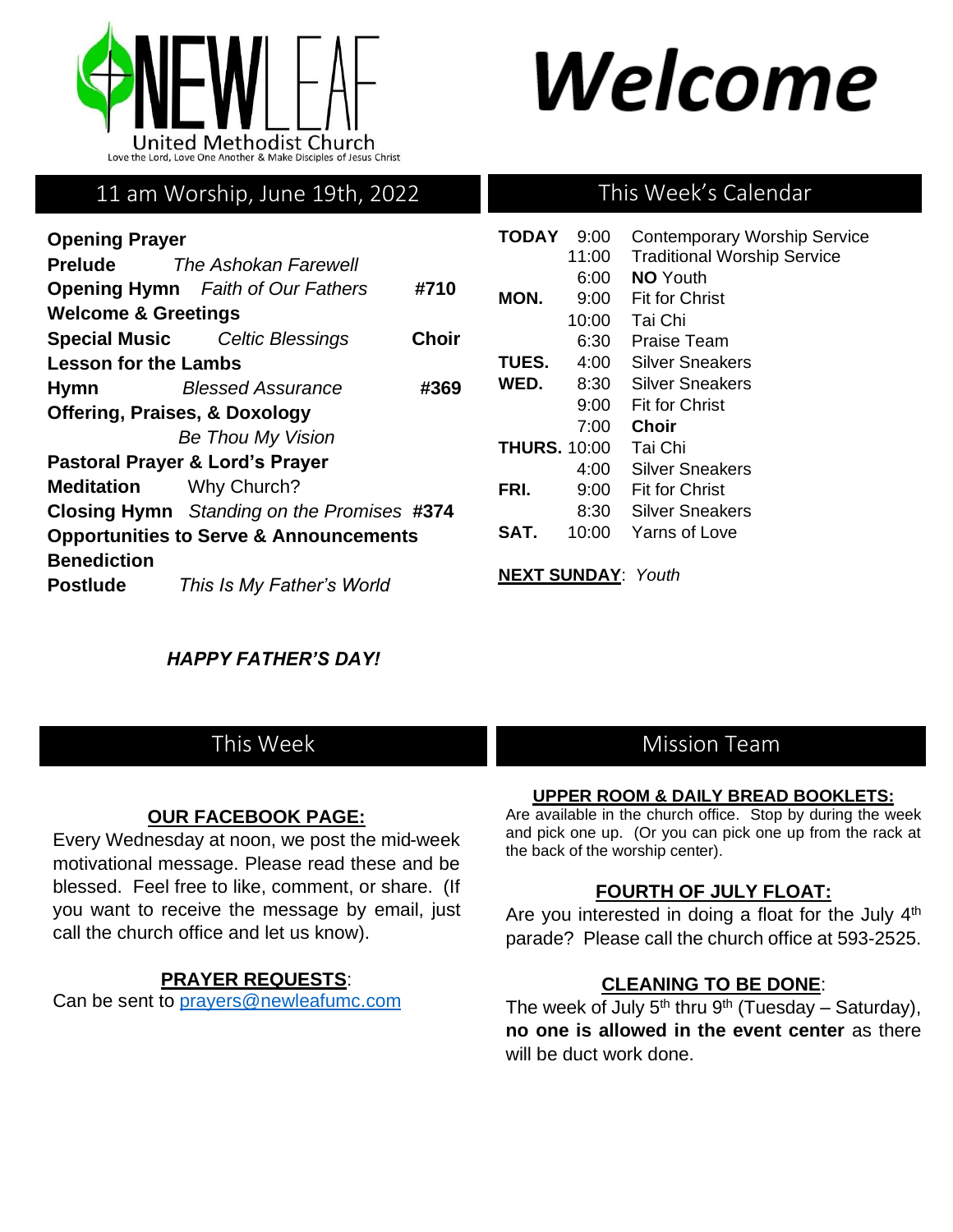NEWLEAF United Methodist Church

Love the Lord, Love One Another & Make Disciples of Jesus Christ

# Welcome

## 11 am Worship, June 19th, 2022

**Opening Prayer**

**Prelude** *The Ashokan Farewell*

**Opening Hymn** *Faith of Our Fathers* **#710**

**Welcome & Greetings**

**Special Music** *Celtic Blessings* **Choir**

**Lesson for the Lambs**

**Hymn** *Blessed Assurance* **#369**

**Offering, Praises, & Doxology**

*Be Thou My Vision*

**Pastoral Prayer & Lord's Prayer**

**Meditation** Why Church?

**Closing Hymn** *Standing on the Promises* **#374**

**Opportunities to Serve & Announcements**

**Benediction**

**Postlude** *This Is My Father's World*

***HAPPY FATHER'S DAY!***

## This Week's Calendar

| | | |
|---|---|---|
| **TODAY** | 9:00 | Contemporary Worship Service |
| | 11:00 | Traditional Worship Service |
| | 6:00 | **NO** Youth |
| **MON.** | 9:00 | Fit for Christ |
| | 10:00 | Tai Chi |
| | 6:30 | Praise Team |
| **TUES.** | 4:00 | Silver Sneakers |
| **WED.** | 8:30 | Silver Sneakers |
| | 9:00 | Fit for Christ |
| | 7:00 | **Choir** |
| **THURS.** | 10:00 | Tai Chi |
| | 4:00 | Silver Sneakers |
| **FRI.** | 9:00 | Fit for Christ |
| | 8:30 | Silver Sneakers |
| **SAT.** | 10:00 | Yarns of Love |

**NEXT SUNDAY**: *Youth*

## This Week

**OUR FACEBOOK PAGE:**

Every Wednesday at noon, we post the mid-week motivational message. Please read these and be blessed. Feel free to like, comment, or share. (If you want to receive the message by email, just call the church office and let us know).

**PRAYER REQUESTS**:

Can be sent to prayers@newleafumc.com

## Mission Team

**UPPER ROOM & DAILY BREAD BOOKLETS:**

Are available in the church office. Stop by during the week and pick one up. (Or you can pick one up from the rack at the back of the worship center).

**FOURTH OF JULY FLOAT:**

Are you interested in doing a float for the July 4th parade? Please call the church office at 593-2525.

**CLEANING TO BE DONE**:

The week of July 5th thru 9th (Tuesday – Saturday), **no one is allowed in the event center** as there will be duct work done.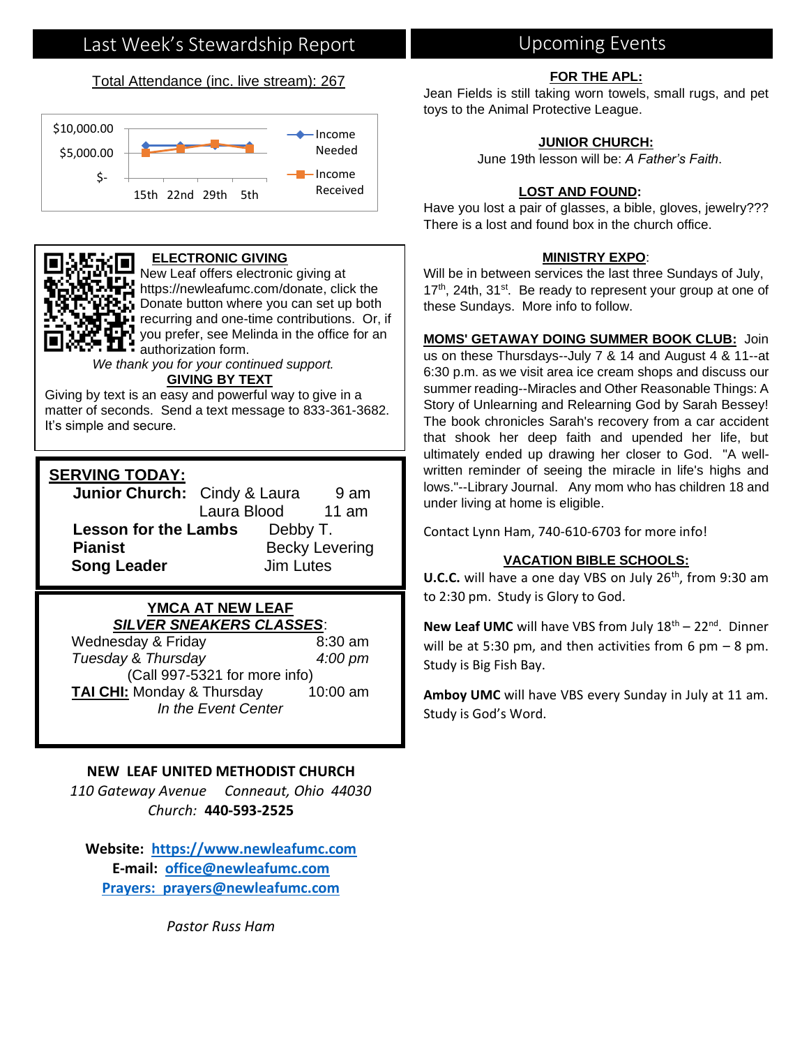## Last Week's Stewardship Report

Total Attendance (inc. live stream): 267

$10,000.00
$5,000.00
$-
15th 22nd 29th 5th
Income Needed
Income Received

**ELECTRONIC GIVING**

New Leaf offers electronic giving at https://newleafumc.com/donate, click the Donate button where you can set up both recurring and one-time contributions. Or, if you prefer, see Melinda in the office for an authorization form.

*We thank you for your continued support.*

**GIVING BY TEXT**

Giving by text is an easy and powerful way to give in a matter of seconds. Send a text message to 833-361-3682. It's simple and secure.

**SERVING TODAY:**

| | | |
|---|---|---|
| **Junior Church:** | Cindy & Laura | 9 am |
| | Laura Blood | 11 am |
| **Lesson for the Lambs** | Debby T. | |
| **Pianist** | Becky Levering | |
| **Song Leader** | Jim Lutes | |

**YMCA AT NEW LEAF**

***SILVER SNEAKERS CLASSES*:**

Wednesday & Friday 8:30 am
*Tuesday & Thursday 4:00 pm*
(Call 997-5321 for more info)
**TAI CHI:** Monday & Thursday 10:00 am
*In the Event Center*

**NEW LEAF UNITED METHODIST CHURCH**
*110 Gateway Avenue Conneaut, Ohio 44030*
*Church:* **440-593-2525**

**Website: https://www.newleafumc.com**
**E-mail: office@newleafumc.com**
**Prayers: prayers@newleafumc.com**

*Pastor Russ Ham*

## Upcoming Events

**FOR THE APL:**

Jean Fields is still taking worn towels, small rugs, and pet toys to the Animal Protective League.

**JUNIOR CHURCH:**

June 19th lesson will be: *A Father's Faith*.

**LOST AND FOUND:**

Have you lost a pair of glasses, a bible, gloves, jewelry??? There is a lost and found box in the church office.

**MINISTRY EXPO:**

Will be in between services the last three Sundays of July, 17th, 24th, 31st. Be ready to represent your group at one of these Sundays. More info to follow.

**MOMS' GETAWAY DOING SUMMER BOOK CLUB:** Join us on these Thursdays--July 7 & 14 and August 4 & 11--at 6:30 p.m. as we visit area ice cream shops and discuss our summer reading--Miracles and Other Reasonable Things: A Story of Unlearning and Relearning God by Sarah Bessey! The book chronicles Sarah's recovery from a car accident that shook her deep faith and upended her life, but ultimately ended up drawing her closer to God. "A well-written reminder of seeing the miracle in life's highs and lows."--Library Journal. Any mom who has children 18 and under living at home is eligible.

Contact Lynn Ham, 740-610-6703 for more info!

**VACATION BIBLE SCHOOLS:**

**U.C.C.** will have a one day VBS on July 26th, from 9:30 am to 2:30 pm. Study is Glory to God.

**New Leaf UMC** will have VBS from July 18th – 22nd. Dinner will be at 5:30 pm, and then activities from 6 pm – 8 pm. Study is Big Fish Bay.

**Amboy UMC** will have VBS every Sunday in July at 11 am. Study is God's Word.